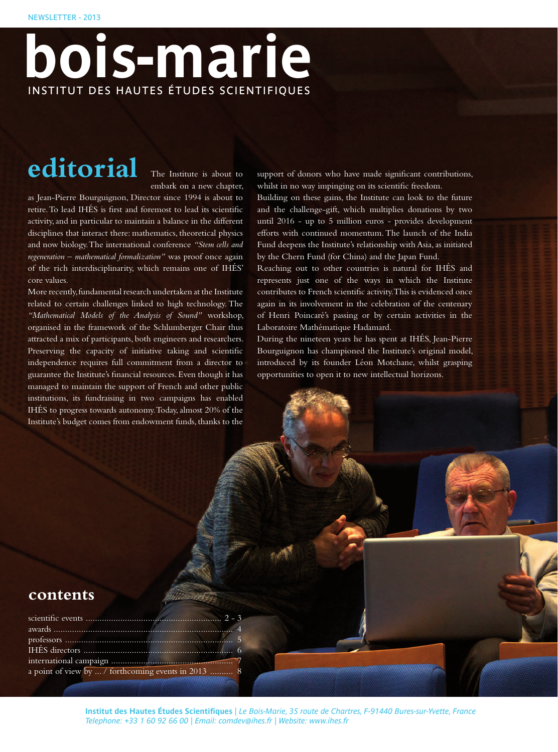NEWSLETTER - 2013

# bois-marie

INSTITUT DES HAUTES ÉTUDES SCIENTIFIQUES

## editorial

The Institute is about to embark on a new chapter, as Jean-Pierre Bourguignon, Director since 1994 is about to retire. To lead IHÉS is first and foremost to lead its scientific activity, and in particular to maintain a balance in the different disciplines that interact there: mathematics, theoretical physics and now biology. The international conference *"Stem cells and regeneration – mathematical formalization"* was proof once again of the rich interdisciplinarity, which remains one of IHÉS' core values.

More recently, fundamental research undertaken at the Institute related to certain challenges linked to high technology. The *"Mathematical Models of the Analysis of Sound"* workshop, organised in the framework of the Schlumberger Chair thus attracted a mix of participants, both engineers and researchers. Preserving the capacity of initiative taking and scientific independence requires full commitment from a director to guarantee the Institute's financial resources. Even though it has managed to maintain the support of French and other public institutions, its fundraising in two campaigns has enabled IHÉS to progress towards autonomy. Today, almost 20% of the Institute's budget comes from endowment funds, thanks to the support of donors who have made significant contributions, whilst in no way impinging on its scientific freedom.

Building on these gains, the Institute can look to the future and the challenge-gift, which multiplies donations by two until 2016 - up to 5 million euros - provides development efforts with continued momentum. The launch of the India Fund deepens the Institute's relationship with Asia, as initiated by the Chern Fund (for China) and the Japan Fund.

Reaching out to other countries is natural for IHÉS and represents just one of the ways in which the Institute contributes to French scientific activity. This is evidenced once again in its involvement in the celebration of the centenary of Henri Poincaré's passing or by certain activities in the Laboratoire Mathématique Hadamard.

During the nineteen years he has spent at IHÉS, Jean-Pierre Bourguignon has championed the Institute's original model, introduced by its founder Léon Motchane, whilst grasping opportunities to open it to new intellectual horizons.

## contents

scientific events .......... 2 - 3
awards .......... 4
professors .......... 5
IHÉS directors .......... 6
international campaign .......... 7
a point of view by ... / forthcoming events in 2013 .......... 8

**Institut des Hautes Études Scientifiques** | *Le Bois-Marie, 35 route de Chartres, F-91440 Bures-sur-Yvette, France*
*Telephone: +33 1 60 92 66 00 | Email: comdev@ihes.fr | Website: www.ihes.fr*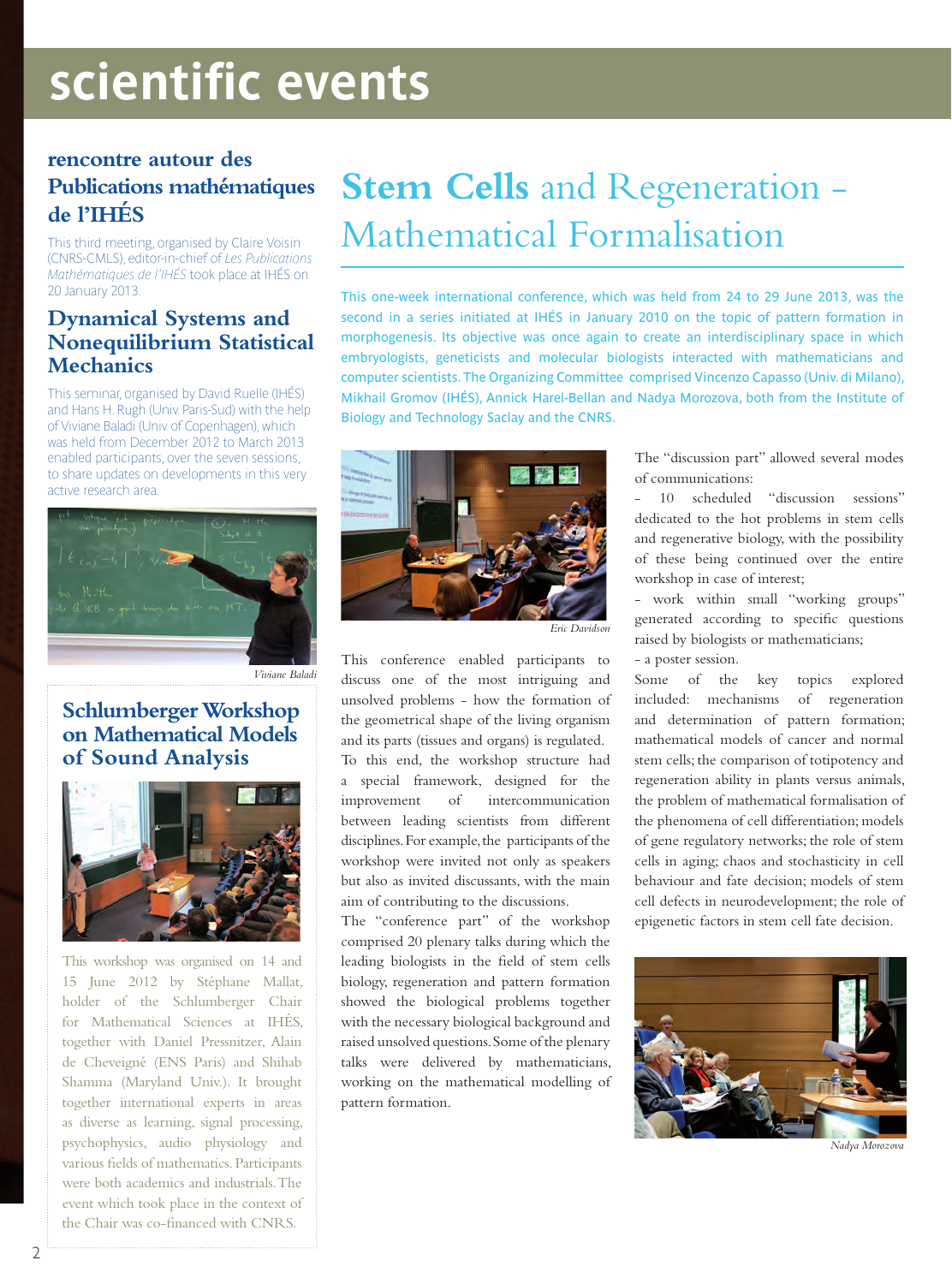# scientific events

## rencontre autour des Publications mathématiques de l'IHÉS

This third meeting, organised by Claire Voisin (CNRS-CMLS), editor-in-chief of *Les Publications Mathématiques de l'IHÉS* took place at IHÉS on 20 January 2013.

## Dynamical Systems and Nonequilibrium Statistical Mechanics

This seminar, organised by David Ruelle (IHÉS) and Hans H. Rugh (Univ. Paris-Sud) with the help of Viviane Baladi (Univ. of Copenhagen), which was held from December 2012 to March 2013 enabled participants, over the seven sessions, to share updates on developments in this very active research area.

*Viviane Baladi*

## Schlumberger Workshop on Mathematical Models of Sound Analysis

This workshop was organised on 14 and 15 June 2012 by Stéphane Mallat, holder of the Schlumberger Chair for Mathematical Sciences at IHÉS, together with Daniel Pressnitzer, Alain de Cheveigné (ENS Paris) and Shihab Shamma (Maryland Univ.). It brought together international experts in areas as diverse as learning, signal processing, psychophysics, audio physiology and various fields of mathematics. Participants were both academics and industrials. The event which took place in the context of the Chair was co-financed with CNRS.

# Stem Cells and Regeneration – Mathematical Formalisation

This one-week international conference, which was held from 24 to 29 June 2013, was the second in a series initiated at IHÉS in January 2010 on the topic of pattern formation in morphogenesis. Its objective was once again to create an interdisciplinary space in which embryologists, geneticists and molecular biologists interacted with mathematicians and computer scientists. The Organizing Committee comprised Vincenzo Capasso (Univ. di Milano), Mikhail Gromov (IHÉS), Annick Harel-Bellan and Nadya Morozova, both from the Institute of Biology and Technology Saclay and the CNRS.

*Eric Davidson*

This conference enabled participants to discuss one of the most intriguing and unsolved problems - how the formation of the geometrical shape of the living organism and its parts (tissues and organs) is regulated.

To this end, the workshop structure had a special framework, designed for the improvement of intercommunication between leading scientists from different disciplines. For example, the participants of the workshop were invited not only as speakers but also as invited discussants, with the main aim of contributing to the discussions.

The "conference part" of the workshop comprised 20 plenary talks during which the leading biologists in the field of stem cells biology, regeneration and pattern formation showed the biological problems together with the necessary biological background and raised unsolved questions. Some of the plenary talks were delivered by mathematicians, working on the mathematical modelling of pattern formation.

The "discussion part" allowed several modes of communications:

- 10 scheduled "discussion sessions" dedicated to the hot problems in stem cells and regenerative biology, with the possibility of these being continued over the entire workshop in case of interest;
- work within small "working groups" generated according to specific questions raised by biologists or mathematicians;
- a poster session.

Some of the key topics explored included: mechanisms of regeneration and determination of pattern formation; mathematical models of cancer and normal stem cells; the comparison of totipotency and regeneration ability in plants versus animals, the problem of mathematical formalisation of the phenomena of cell differentiation; models of gene regulatory networks; the role of stem cells in aging; chaos and stochasticity in cell behaviour and fate decision; models of stem cell defects in neurodevelopment; the role of epigenetic factors in stem cell fate decision.

*Nadya Morozova*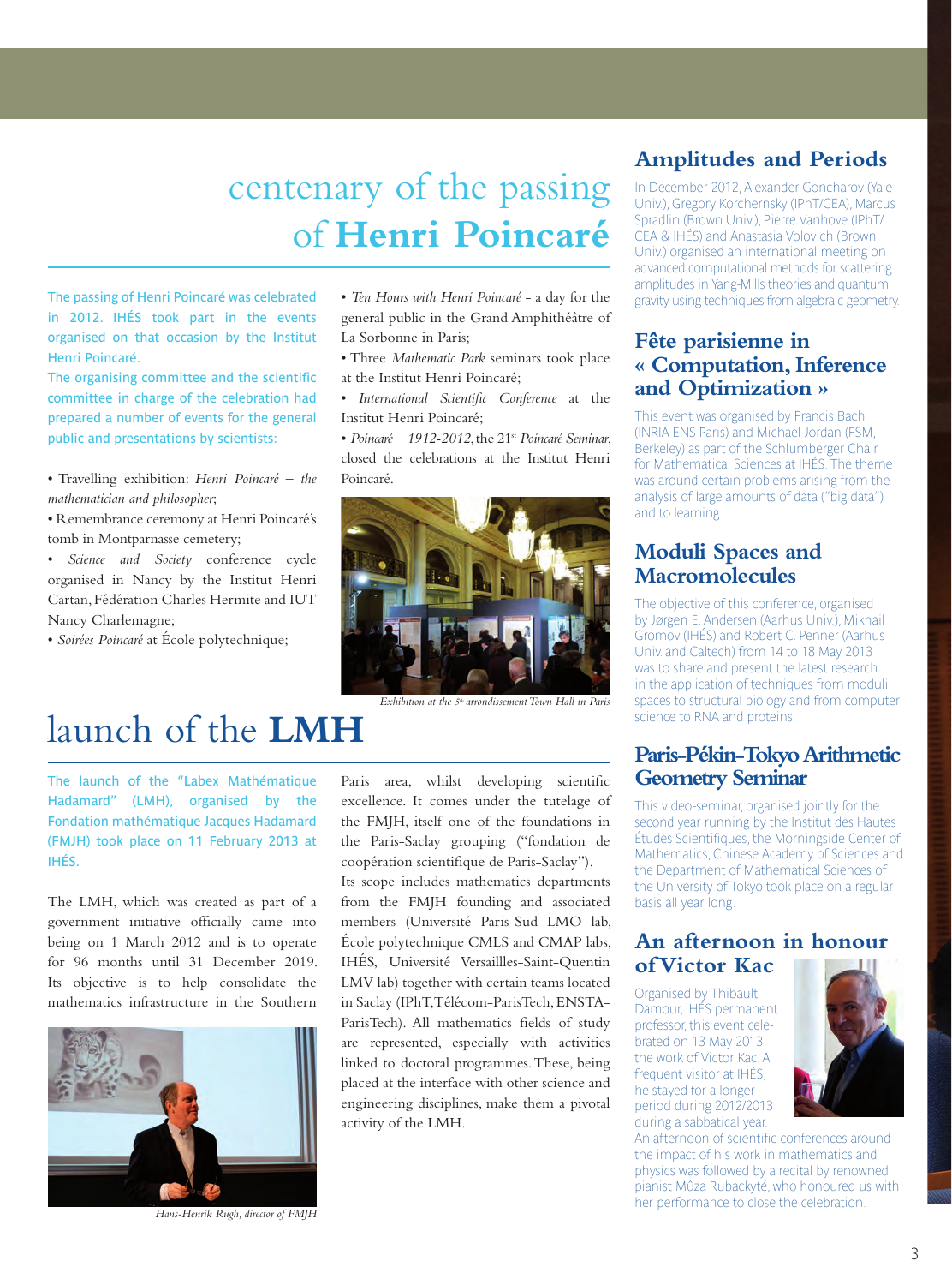# centenary of the passing of **Henri Poincaré**

The passing of Henri Poincaré was celebrated in 2012. IHÉS took part in the events organised on that occasion by the Institut Henri Poincaré.

The organising committee and the scientific committee in charge of the celebration had prepared a number of events for the general public and presentations by scientists:

- Travelling exhibition: *Henri Poincaré – the mathematician and philosopher*;
- Remembrance ceremony at Henri Poincaré's tomb in Montparnasse cemetery;
- *Science and Society* conference cycle organised in Nancy by the Institut Henri Cartan, Fédération Charles Hermite and IUT Nancy Charlemagne;
- *Soirées Poincaré* at École polytechnique;
- *Ten Hours with Henri Poincaré* - a day for the general public in the Grand Amphithéâtre of La Sorbonne in Paris;
- Three *Mathematic Park* seminars took place at the Institut Henri Poincaré;
- *International Scientific Conference* at the Institut Henri Poincaré;
- *Poincaré – 1912-2012*, the 21st *Poincaré Seminar*, closed the celebrations at the Institut Henri Poincaré.

*Exhibition at the 5th arrondissement Town Hall in Paris*

# launch of the **LMH**

The launch of the "Labex Mathématique Hadamard" (LMH), organised by the Fondation mathématique Jacques Hadamard (FMJH) took place on 11 February 2013 at IHÉS.

The LMH, which was created as part of a government initiative officially came into being on 1 March 2012 and is to operate for 96 months until 31 December 2019. Its objective is to help consolidate the mathematics infrastructure in the Southern Paris area, whilst developing scientific excellence. It comes under the tutelage of the FMJH, itself one of the foundations in the Paris-Saclay grouping ("fondation de coopération scientifique de Paris-Saclay").

Its scope includes mathematics departments from the FMJH founding and associated members (Université Paris-Sud LMO lab, École polytechnique CMLS and CMAP labs, IHÉS, Université Versaillles-Saint-Quentin LMV lab) together with certain teams located in Saclay (IPhT, Télécom-ParisTech, ENSTA-ParisTech). All mathematics fields of study are represented, especially with activities linked to doctoral programmes. These, being placed at the interface with other science and engineering disciplines, make them a pivotal activity of the LMH.

*Hans-Henrik Rugh, director of FMJH*

## Amplitudes and Periods

In December 2012, Alexander Goncharov (Yale Univ.), Gregory Korchemsky (IPhT/CEA), Marcus Spradlin (Brown Univ.), Pierre Vanhove (IPhT/CEA & IHÉS) and Anastasia Volovich (Brown Univ.) organised an international meeting on advanced computational methods for scattering amplitudes in Yang-Mills theories and quantum gravity using techniques from algebraic geometry.

## Fête parisienne in « Computation, Inference and Optimization »

This event was organised by Francis Bach (INRIA-ENS Paris) and Michael Jordan (FSM, Berkeley) as part of the Schlumberger Chair for Mathematical Sciences at IHÉS. The theme was around certain problems arising from the analysis of large amounts of data ("big data") and to learning.

## Moduli Spaces and Macromolecules

The objective of this conference, organised by Jørgen E. Andersen (Aarhus Univ.), Mikhail Gromov (IHÉS) and Robert C. Penner (Aarhus Univ. and Caltech) from 14 to 18 May 2013 was to share and present the latest research in the application of techniques from moduli spaces to structural biology and from computer science to RNA and proteins.

## Paris-Pékin-Tokyo Arithmetic Geometry Seminar

This video-seminar, organised jointly for the second year running by the Institut des Hautes Études Scientifiques, the Morningside Center of Mathematics, Chinese Academy of Sciences and the Department of Mathematical Sciences at the University of Tokyo took place on a regular basis all year long.

## An afternoon in honour of Victor Kac

Organised by Thibault Damour, IHÉS permanent professor, this event celebrated on 13 May 2013 the work of Victor Kac. A frequent visitor at IHÉS, he stayed for a longer period during 2012/2013 during a sabbatical year.

An afternoon of scientific conferences around the impact of his work in mathematics and physics was followed by a recital by renowned pianist Mûza Rubackyté, who honoured us with her performance to close the celebration.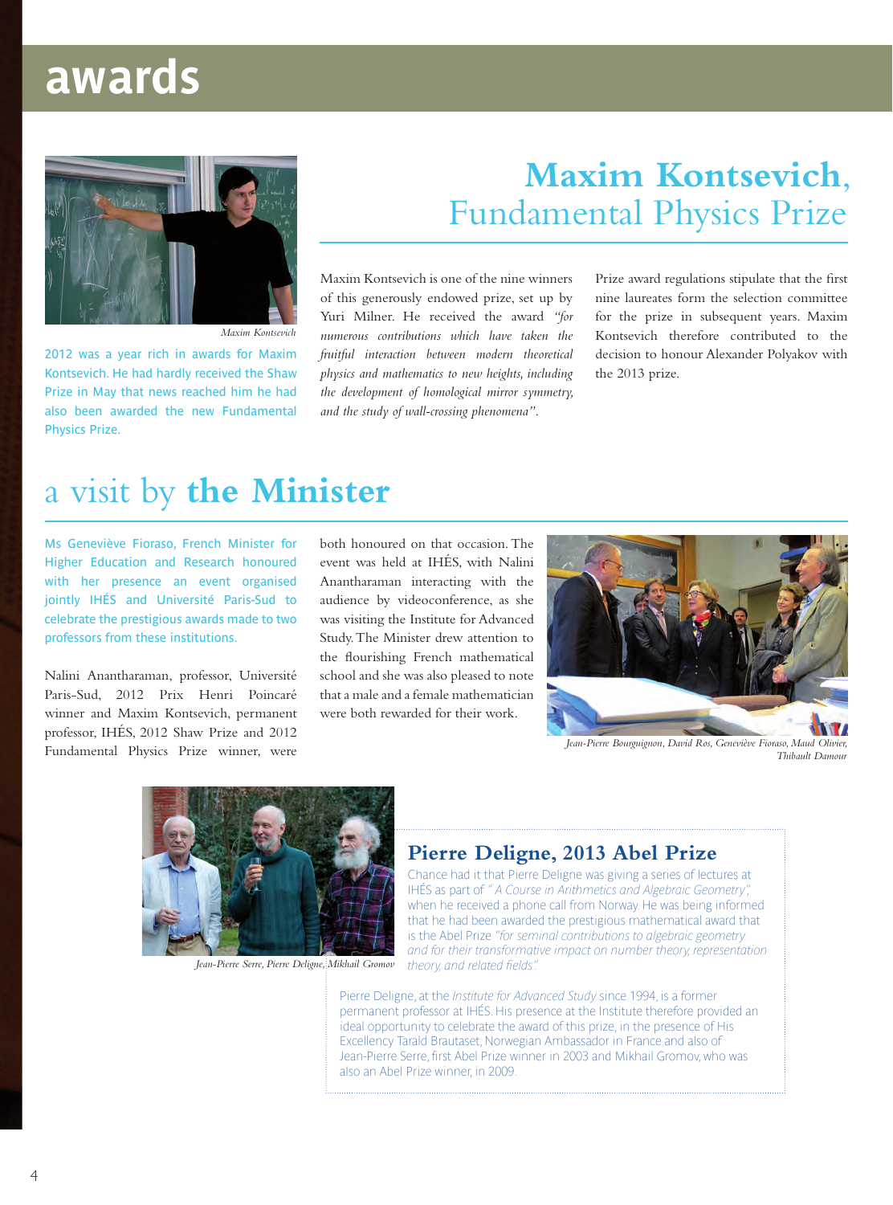# awards

*Maxim Kontsevich*

2012 was a year rich in awards for Maxim Kontsevich. He had hardly received the Shaw Prize in May that news reached him he had also been awarded the new Fundamental Physics Prize.

## **Maxim Kontsevich**, Fundamental Physics Prize

Maxim Kontsevich is one of the nine winners of this generously endowed prize, set up by Yuri Milner. He received the award *"for numerous contributions which have taken the fruitful interaction between modern theoretical physics and mathematics to new heights, including the development of homological mirror symmetry, and the study of wall-crossing phenomena"*.

Prize award regulations stipulate that the first nine laureates form the selection committee for the prize in subsequent years. Maxim Kontsevich therefore contributed to the decision to honour Alexander Polyakov with the 2013 prize.

## a visit by **the Minister**

Ms Geneviève Fioraso, French Minister for Higher Education and Research honoured with her presence an event organised jointly IHÉS and Université Paris-Sud to celebrate the prestigious awards made to two professors from these institutions.

Nalini Anantharaman, professor, Université Paris-Sud, 2012 Prix Henri Poincaré winner and Maxim Kontsevich, permanent professor, IHÉS, 2012 Shaw Prize and 2012 Fundamental Physics Prize winner, were both honoured on that occasion. The event was held at IHÉS, with Nalini Anantharaman interacting with the audience by videoconference, as she was visiting the Institute for Advanced Study. The Minister drew attention to the flourishing French mathematical school and she was also pleased to note that a male and a female mathematician were both rewarded for their work.

*Jean-Pierre Bourguignon, David Ros, Geneviève Fioraso, Maud Olivier, Thibault Damour*

*Jean-Pierre Serre, Pierre Deligne, Mikhail Gromov*

### Pierre Deligne, 2013 Abel Prize

Chance had it that Pierre Deligne was giving a series of lectures at IHÉS as part of *" A Course in Arithmetics and Algebraic Geometry"*, when he received a phone call from Norway. He was being informed that he had been awarded the prestigious mathematical award that is the Abel Prize *"for seminal contributions to algebraic geometry and for their transformative impact on number theory, representation theory, and related fields".*

Pierre Deligne, at the *Institute for Advanced Study* since 1994, is a former permanent professor at IHÉS. His presence at the Institute therefore provided an ideal opportunity to celebrate the award of this prize, in the presence of His Excellency Tarald Brautaset, Norwegian Ambassador in France and also of Jean-Pierre Serre, first Abel Prize winner in 2003 and Mikhail Gromov, who was also an Abel Prize winner, in 2009.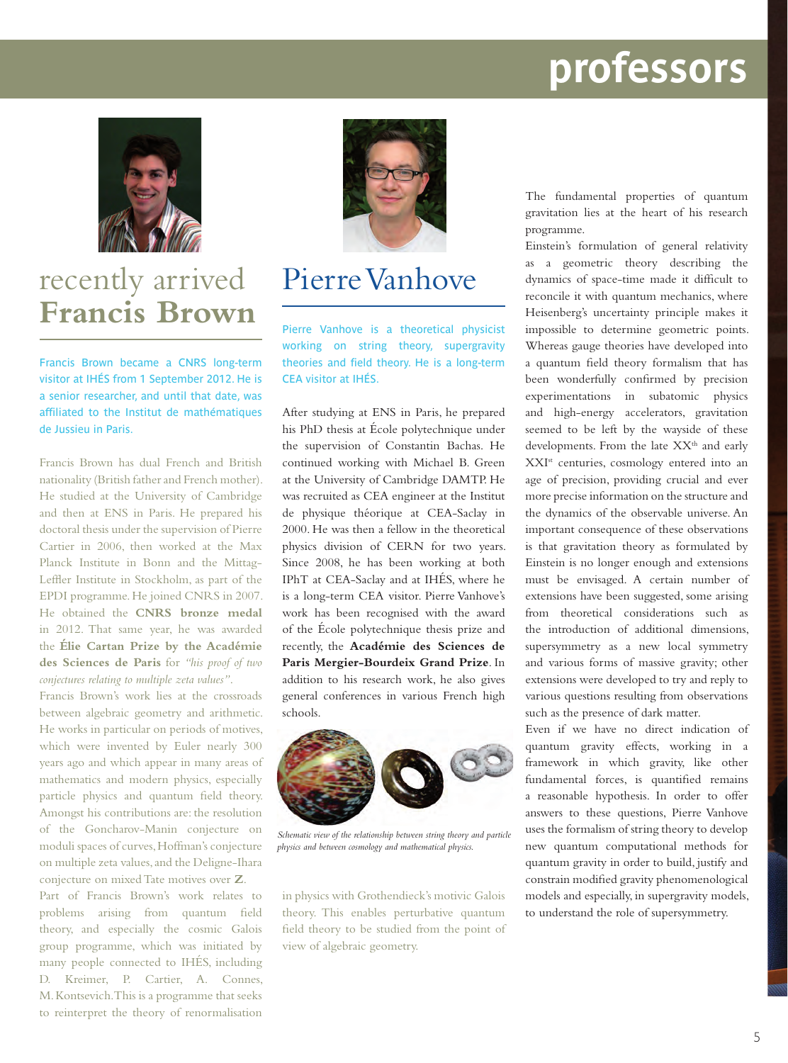# professors

## recently arrived Francis Brown

Francis Brown became a CNRS long-term visitor at IHÉS from 1 September 2012. He is a senior researcher, and until that date, was affiliated to the Institut de mathématiques de Jussieu in Paris.

Francis Brown has dual French and British nationality (British father and French mother). He studied at the University of Cambridge and then at ENS in Paris. He prepared his doctoral thesis under the supervision of Pierre Cartier in 2006, then worked at the Max Planck Institute in Bonn and the Mittag-Leffler Institute in Stockholm, as part of the EPDI programme. He joined CNRS in 2007. He obtained the **CNRS bronze medal** in 2012. That same year, he was awarded the **Élie Cartan Prize by the Académie des Sciences de Paris** for *"his proof of two conjectures relating to multiple zeta values"*.

Francis Brown's work lies at the crossroads between algebraic geometry and arithmetic. He works in particular on periods of motives, which were invented by Euler nearly 300 years ago and which appear in many areas of mathematics and modern physics, especially particle physics and quantum field theory. Amongst his contributions are: the resolution of the Goncharov-Manin conjecture on moduli spaces of curves, Hoffman's conjecture on multiple zeta values, and the Deligne-Ihara conjecture on mixed Tate motives over **Z**.

Part of Francis Brown's work relates to problems arising from quantum field theory, and especially the cosmic Galois group programme, which was initiated by many people connected to IHÉS, including D. Kreimer, P. Cartier, A. Connes, M. Kontsevich. This is a programme that seeks to reinterpret the theory of renormalisation in physics with Grothendieck's motivic Galois theory. This enables perturbative quantum field theory to be studied from the point of view of algebraic geometry.

## Pierre Vanhove

Pierre Vanhove is a theoretical physicist working on string theory, supergravity theories and field theory. He is a long-term CEA visitor at IHÉS.

After studying at ENS in Paris, he prepared his PhD thesis at École polytechnique under the supervision of Constantin Bachas. He continued working with Michael B. Green at the University of Cambridge DAMTP. He was recruited as CEA engineer at the Institut de physique théorique at CEA-Saclay in 2000. He was then a fellow in the theoretical physics division of CERN for two years. Since 2008, he has been working at both IPhT at CEA-Saclay and at IHÉS, where he is a long-term CEA visitor. Pierre Vanhove's work has been recognised with the award of the École polytechnique thesis prize and recently, the **Académie des Sciences de Paris Mergier-Bourdeix Grand Prize**. In addition to his research work, he also gives general conferences in various French high schools.

*Schematic view of the relationship between string theory and particle physics and between cosmology and mathematical physics.*

The fundamental properties of quantum gravitation lies at the heart of his research programme.

Einstein's formulation of general relativity as a geometric theory describing the dynamics of space-time made it difficult to reconcile it with quantum mechanics, where Heisenberg's uncertainty principle makes it impossible to determine geometric points. Whereas gauge theories have developed into a quantum field theory formalism that has been wonderfully confirmed by precision experimentations in subatomic physics and high-energy accelerators, gravitation seemed to be left by the wayside of these developments. From the late XX[th] and early XXI[st] centuries, cosmology entered into an age of precision, providing crucial and ever more precise information on the structure and the dynamics of the observable universe. An important consequence of these observations is that gravitation theory as formulated by Einstein is no longer enough and extensions must be envisaged. A certain number of extensions have been suggested, some arising from theoretical considerations such as the introduction of additional dimensions, supersymmetry as a new local symmetry and various forms of massive gravity; other extensions were developed to try and reply to various questions resulting from observations such as the presence of dark matter.

Even if we have no direct indication of quantum gravity effects, working in a framework in which gravity, like other fundamental forces, is quantified remains a reasonable hypothesis. In order to offer answers to these questions, Pierre Vanhove uses the formalism of string theory to develop new quantum computational methods for quantum gravity in order to build, justify and constrain modified gravity phenomenological models and especially, in supergravity models, to understand the role of supersymmetry.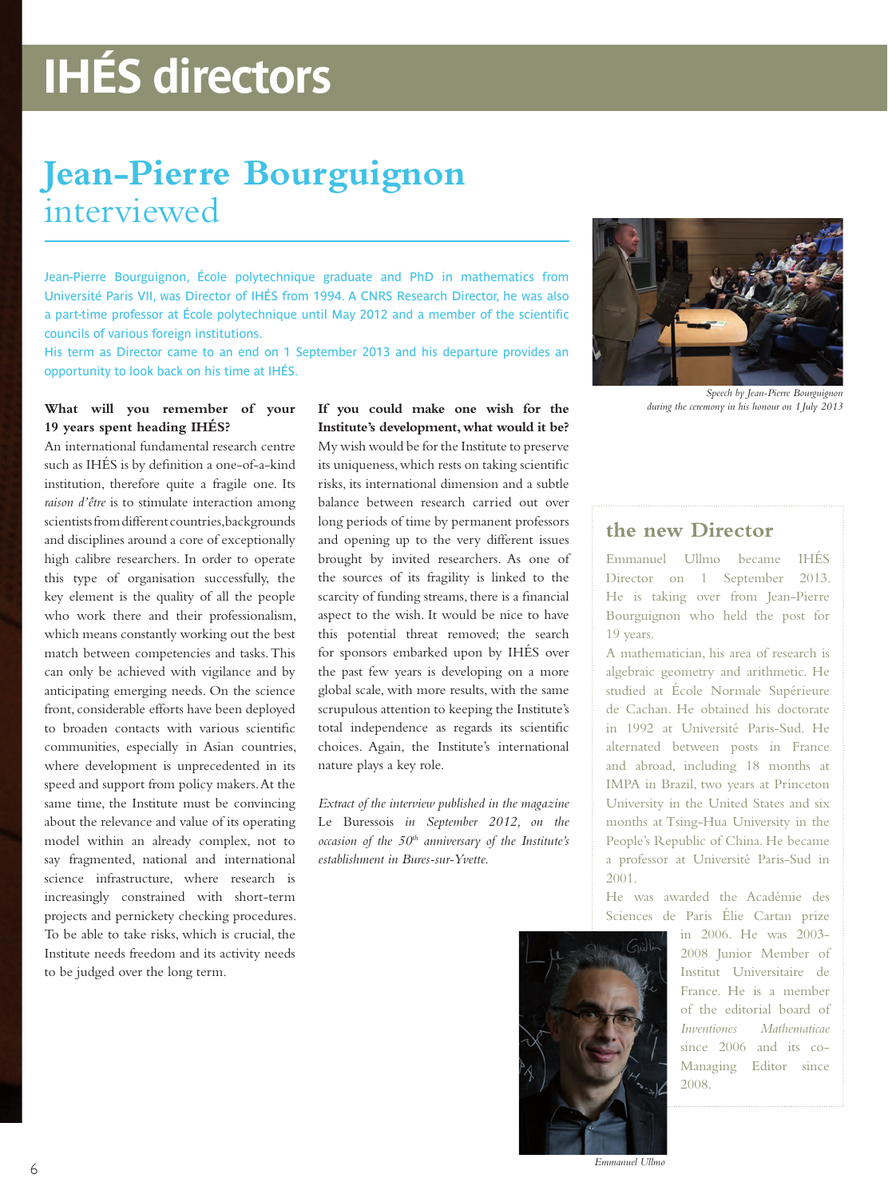# IHÉS directors

## Jean-Pierre Bourguignon interviewed

Jean-Pierre Bourguignon, École polytechnique graduate and PhD in mathematics from Université Paris VII, was Director of IHÉS from 1994. A CNRS Research Director, he was also a part-time professor at École polytechnique until May 2012 and a member of the scientific councils of various foreign institutions.

His term as Director came to an end on 1 September 2013 and his departure provides an opportunity to look back on his time at IHÉS.

**What will you remember of your 19 years spent heading IHÉS?**

An international fundamental research centre such as IHÉS is by definition a one-of-a-kind institution, therefore quite a fragile one. Its *raison d'être* is to stimulate interaction among scientists from different countries, backgrounds and disciplines around a core of exceptionally high calibre researchers. In order to operate this type of organisation successfully, the key element is the quality of all the people who work there and their professionalism, which means constantly working out the best match between competencies and tasks. This can only be achieved with vigilance and by anticipating emerging needs. On the science front, considerable efforts have been deployed to broaden contacts with various scientific communities, especially in Asian countries, where development is unprecedented in its speed and support from policy makers. At the same time, the Institute must be convincing about the relevance and value of its operating model within an already complex, not to say fragmented, national and international science infrastructure, where research is increasingly constrained with short-term projects and pernickety checking procedures. To be able to take risks, which is crucial, the Institute needs freedom and its activity needs to be judged over the long term.

**If you could make one wish for the Institute's development, what would it be?**

My wish would be for the Institute to preserve its uniqueness, which rests on taking scientific risks, its international dimension and a subtle balance between research carried out over long periods of time by permanent professors and opening up to the very different issues brought by invited researchers. As one of the sources of its fragility is linked to the scarcity of funding streams, there is a financial aspect to the wish. It would be nice to have this potential threat removed; the search for sponsors embarked upon by IHÉS over the past few years is developing on a more global scale, with more results, with the same scrupulous attention to keeping the Institute's total independence as regards its scientific choices. Again, the Institute's international nature plays a key role.

*Extract of the interview published in the magazine* Le Buressois *in September 2012, on the occasion of the 50th anniversary of the Institute's establishment in Bures-sur-Yvette.*

*Speech by Jean-Pierre Bourguignon during the ceremony in his honour on 1 July 2013*

## the new Director

Emmanuel Ullmo became IHÉS Director on 1 September 2013. He is taking over from Jean-Pierre Bourguignon who held the post for 19 years.

A mathematician, his area of research is algebraic geometry and arithmetic. He studied at École Normale Supérieure de Cachan. He obtained his doctorate in 1992 at Université Paris-Sud. He alternated between posts in France and abroad, including 18 months at IMPA in Brazil, two years at Princeton University in the United States and six months at Tsing-Hua University in the People's Republic of China. He became a professor at Université Paris-Sud in 2001.

He was awarded the Académie des Sciences de Paris Élie Cartan prize in 2006. He was 2003-2008 Junior Member of Institut Universitaire de France. He is a member of the editorial board of *Inventiones Mathematicae* since 2006 and its co-Managing Editor since 2008.

*Emmanuel Ullmo*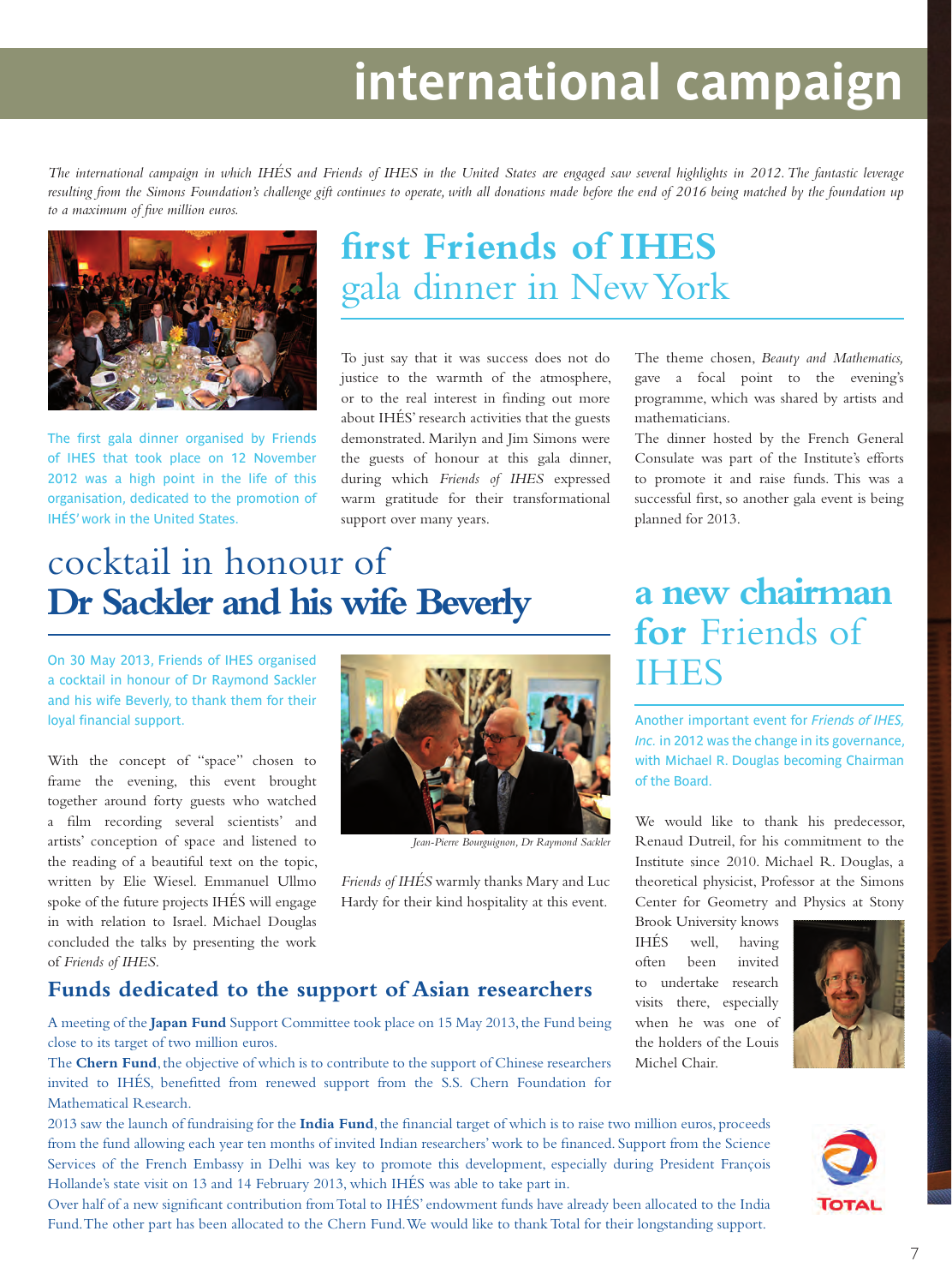# international campaign

*The international campaign in which IHÉS and Friends of IHES in the United States are engaged saw several highlights in 2012. The fantastic leverage resulting from the Simons Foundation's challenge gift continues to operate, with all donations made before the end of 2016 being matched by the foundation up to a maximum of five million euros.*

## first Friends of IHES gala dinner in New York

The first gala dinner organised by Friends of IHES that took place on 12 November 2012 was a high point in the life of this organisation, dedicated to the promotion of IHÉS' work in the United States.

To just say that it was success does not do justice to the warmth of the atmosphere, or to the real interest in finding out more about IHÉS' research activities that the guests demonstrated. Marilyn and Jim Simons were the guests of honour at this gala dinner, during which *Friends of IHES* expressed warm gratitude for their transformational support over many years.

The theme chosen, *Beauty and Mathematics,* gave a focal point to the evening's programme, which was shared by artists and mathematicians.

The dinner hosted by the French General Consulate was part of the Institute's efforts to promote it and raise funds. This was a successful first, so another gala event is being planned for 2013.

## cocktail in honour of **Dr Sackler and his wife Beverly**

On 30 May 2013, Friends of IHES organised a cocktail in honour of Dr Raymond Sackler and his wife Beverly, to thank them for their loyal financial support.

With the concept of "space" chosen to frame the evening, this event brought together around forty guests who watched a film recording several scientists' and artists' conception of space and listened to the reading of a beautiful text on the topic, written by Elie Wiesel. Emmanuel Ullmo spoke of the future projects IHÉS will engage in with relation to Israel. Michael Douglas concluded the talks by presenting the work of *Friends of IHES*.

*Jean-Pierre Bourguignon, Dr Raymond Sackler*

*Friends of IHÉS* warmly thanks Mary and Luc Hardy for their kind hospitality at this event.

### Funds dedicated to the support of Asian researchers

A meeting of the **Japan Fund** Support Committee took place on 15 May 2013, the Fund being close to its target of two million euros.

The **Chern Fund**, the objective of which is to contribute to the support of Chinese researchers invited to IHÉS, benefitted from renewed support from the S.S. Chern Foundation for Mathematical Research.

2013 saw the launch of fundraising for the **India Fund**, the financial target of which is to raise two million euros, proceeds from the fund allowing each year ten months of invited Indian researchers' work to be financed. Support from the Science Services of the French Embassy in Delhi was key to promote this development, especially during President François Hollande's state visit on 13 and 14 February 2013, which IHÉS was able to take part in.

Over half of a new significant contribution from Total to IHÉS' endowment funds have already been allocated to the India Fund. The other part has been allocated to the Chern Fund. We would like to thank Total for their longstanding support.

## a new chairman for Friends of IHES

Another important event for *Friends of IHES, Inc.* in 2012 was the change in its governance, with Michael R. Douglas becoming Chairman of the Board.

We would like to thank his predecessor, Renaud Dutreil, for his commitment to the Institute since 2010. Michael R. Douglas, a theoretical physicist, Professor at the Simons Center for Geometry and Physics at Stony Brook University knows IHÉS well, having often been invited to undertake research visits there, especially when he was one of the holders of the Louis Michel Chair.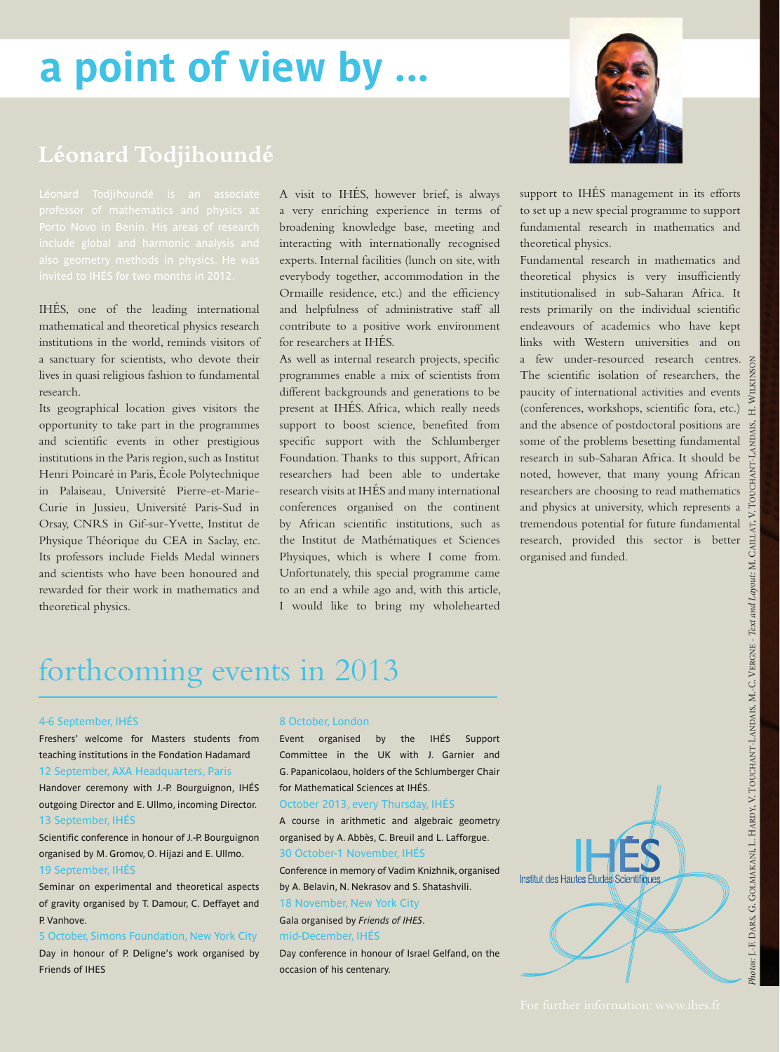# a point of view by ...

## Léonard Todjihoundé

Léonard Todjihoundé is an associate professor of mathematics and physics at Porto Novo in Benin. His areas of research include global and harmonic analysis and also geometry methods in physics. He was invited to IHÉS for two months in 2012.

IHÉS, one of the leading international mathematical and theoretical physics research institutions in the world, reminds visitors of a sanctuary for scientists, who devote their lives in quasi religious fashion to fundamental research.

Its geographical location gives visitors the opportunity to take part in the programmes and scientific events in other prestigious institutions in the Paris region, such as Institut Henri Poincaré in Paris, École Polytechnique in Palaiseau, Université Pierre-et-Marie-Curie in Jussieu, Université Paris-Sud in Orsay, CNRS in Gif-sur-Yvette, Institut de Physique Théorique du CEA in Saclay, etc. Its professors include Fields Medal winners and scientists who have been honoured and rewarded for their work in mathematics and theoretical physics.

A visit to IHÉS, however brief, is always a very enriching experience in terms of broadening knowledge base, meeting and interacting with internationally recognised experts. Internal facilities (lunch on site, with everybody together, accommodation in the Ormaille residence, etc.) and the efficiency and helpfulness of administrative staff all contribute to a positive work environment for researchers at IHÉS.

As well as internal research projects, specific programmes enable a mix of scientists from different backgrounds and generations to be present at IHÉS. Africa, which really needs support to boost science, benefited from specific support with the Schlumberger Foundation. Thanks to this support, African researchers had been able to undertake research visits at IHÉS and many international conferences organised on the continent by African scientific institutions, such as the Institut de Mathématiques et Sciences Physiques, which is where I come from. Unfortunately, this special programme came to an end a while ago and, with this article, I would like to bring my wholehearted support to IHÉS management in its efforts to set up a new special programme to support fundamental research in mathematics and theoretical physics.

Fundamental research in mathematics and theoretical physics is very insufficiently institutionalised in sub-Saharan Africa. It rests primarily on the individual scientific endeavours of academics who have kept links with Western universities and on a few under-resourced research centres. The scientific isolation of researchers, the paucity of international activities and events (conferences, workshops, scientific fora, etc.) and the absence of postdoctoral positions are some of the problems besetting fundamental research in sub-Saharan Africa. It should be noted, however, that many young African researchers are choosing to read mathematics and physics at university, which represents a tremendous potential for future fundamental research, provided this sector is better organised and funded.

# forthcoming events in 2013

**4-6 September, IHÉS**
Freshers' welcome for Masters students from teaching institutions in the Fondation Hadamard

**12 September, AXA Headquarters, Paris**
Handover ceremony with J.-P. Bourguignon, IHÉS outgoing Director and E. Ullmo, incoming Director.

**13 September, IHÉS**
Scientific conference in honour of J.-P. Bourguignon organised by M. Gromov, O. Hijazi and E. Ullmo.

**19 September, IHÉS**
Seminar on experimental and theoretical aspects of gravity organised by T. Damour, C. Deffayet and P. Vanhove.

**5 October, Simons Foundation, New York City**
Day in honour of P. Deligne's work organised by Friends of IHES

**8 October, London**
Event organised by the IHÉS Support Committee in the UK with J. Garnier and G. Papanicolaou, holders of the Schlumberger Chair for Mathematical Sciences at IHÉS.

**October 2013, every Thursday, IHÉS**
A course in arithmetic and algebraic geometry organised by A. Abbès, C. Breuil and L. Lafforgue.

**30 October-1 November, IHÉS**
Conference in memory of Vadim Knizhnik, organised by A. Belavin, N. Nekrasov and S. Shatashvili.

**18 November, New York City**
Gala organised by *Friends of IHES*.

**mid-December, IHÉS**
Day conference in honour of Israel Gelfand, on the occasion of his centenary.

IHÉS Institut des Hautes Études Scientifiques

For further information: www.ihes.fr

*Photos:* J.-F. Dars, G. Golmakani, L. Hardy, V. Touchant-Landais, M.-C. Vergne - *Text and Layout:* M. Caillat, V. Touchant-Landais, H. Wilkinson